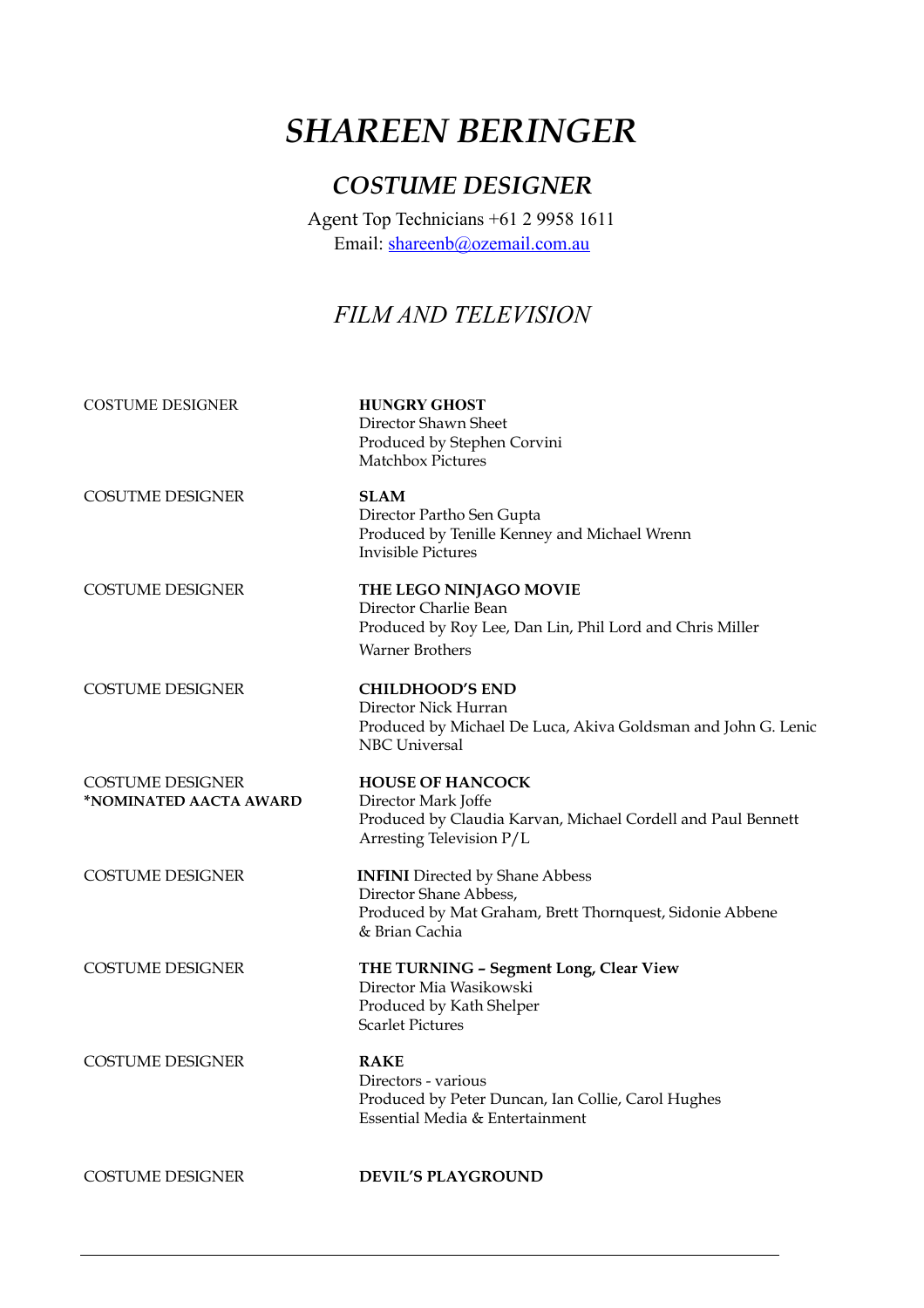# *SHAREEN BERINGER*

## *COSTUME DESIGNER*

Agent Top Technicians +61 2 9958 1611
Email: shareenb@ozemail.com.au

## *FILM AND TELEVISION*

| | |
|---|---|
| COSTUME DESIGNER | **HUNGRY GHOST**<br>Director Shawn Sheet<br>Produced by Stephen Corvini<br>Matchbox Pictures |
| COSUTME DESIGNER | **SLAM**<br>Director Partho Sen Gupta<br>Produced by Tenille Kenney and Michael Wrenn<br>Invisible Pictures |
| COSTUME DESIGNER | **THE LEGO NINJAGO MOVIE**<br>Director Charlie Bean<br>Produced by Roy Lee, Dan Lin, Phil Lord and Chris Miller<br>Warner Brothers |
| COSTUME DESIGNER | **CHILDHOOD'S END**<br>Director Nick Hurran<br>Produced by Michael De Luca, Akiva Goldsman and John G. Lenic<br>NBC Universal |
| COSTUME DESIGNER<br>**\*NOMINATED AACTA AWARD** | **HOUSE OF HANCOCK**<br>Director Mark Joffe<br>Produced by Claudia Karvan, Michael Cordell and Paul Bennett<br>Arresting Television P/L |
| COSTUME DESIGNER | **INFINI** Directed by Shane Abbess<br>Director Shane Abbess,<br>Produced by Mat Graham, Brett Thornquest, Sidonie Abbene<br>& Brian Cachia |
| COSTUME DESIGNER | **THE TURNING – Segment Long, Clear View**<br>Director Mia Wasikowski<br>Produced by Kath Shelper<br>Scarlet Pictures |
| COSTUME DESIGNER | **RAKE**<br>Directors - various<br>Produced by Peter Duncan, Ian Collie, Carol Hughes<br>Essential Media & Entertainment |
| COSTUME DESIGNER | **DEVIL'S PLAYGROUND** |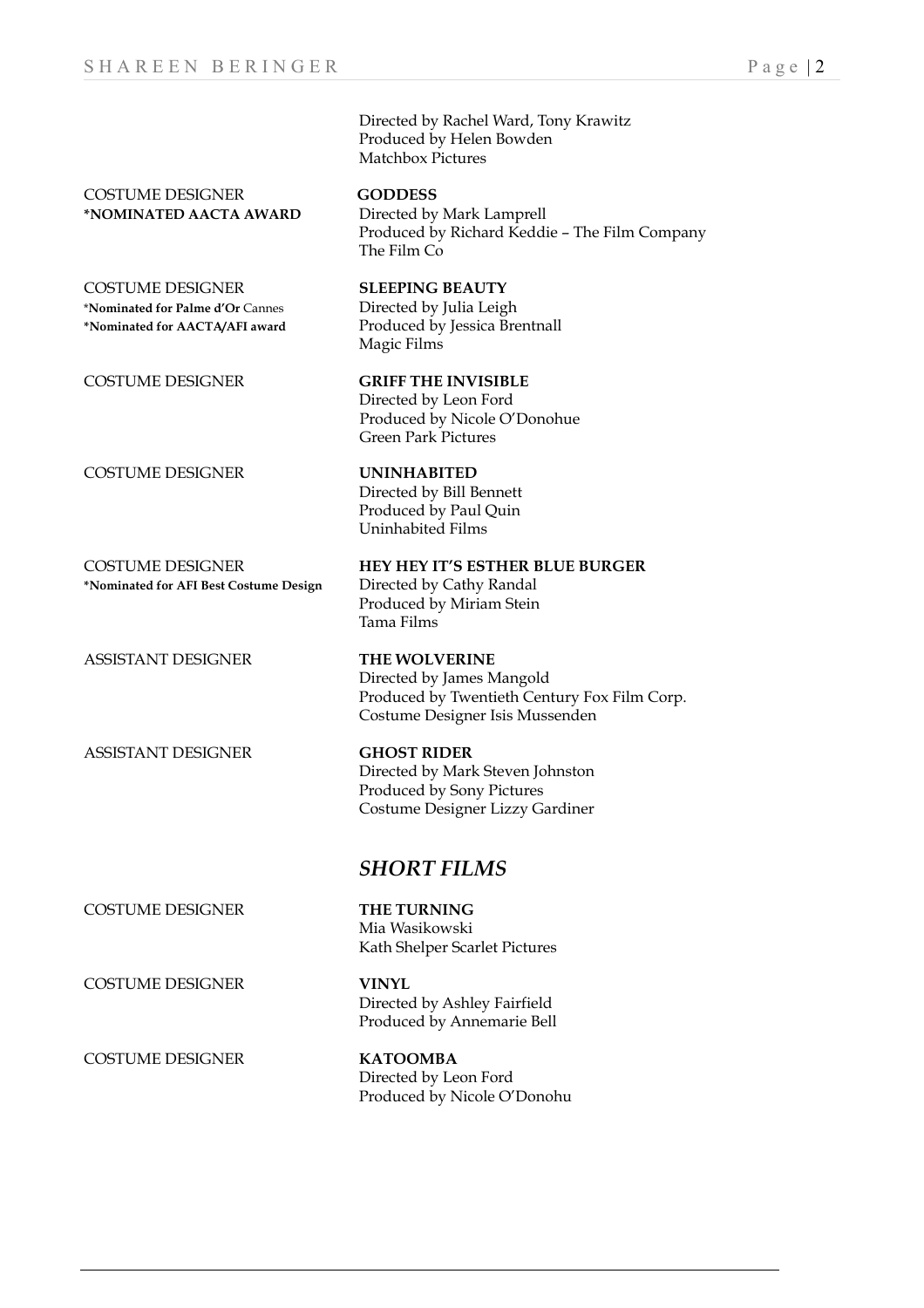Directed by Rachel Ward, Tony Krawitz
Produced by Helen Bowden
Matchbox Pictures

COSTUME DESIGNER
**\*NOMINATED AACTA AWARD**

**GODDESS**
Directed by Mark Lamprell
Produced by Richard Keddie – The Film Company
The Film Co

COSTUME DESIGNER
**\*Nominated for Palme d'Or** Cannes
**\*Nominated for AACTA/AFI award**

**SLEEPING BEAUTY**
Directed by Julia Leigh
Produced by Jessica Brentnall
Magic Films

COSTUME DESIGNER

**GRIFF THE INVISIBLE**
Directed by Leon Ford
Produced by Nicole O'Donohue
Green Park Pictures

COSTUME DESIGNER

**UNINHABITED**
Directed by Bill Bennett
Produced by Paul Quin
Uninhabited Films

COSTUME DESIGNER
**\*Nominated for AFI Best Costume Design**

**HEY HEY IT'S ESTHER BLUE BURGER**
Directed by Cathy Randal
Produced by Miriam Stein
Tama Films

ASSISTANT DESIGNER

**THE WOLVERINE**
Directed by James Mangold
Produced by Twentieth Century Fox Film Corp.
Costume Designer Isis Mussenden

ASSISTANT DESIGNER

**GHOST RIDER**
Directed by Mark Steven Johnston
Produced by Sony Pictures
Costume Designer Lizzy Gardiner

## *SHORT FILMS*

COSTUME DESIGNER

**THE TURNING**
Mia Wasikowski
Kath Shelper Scarlet Pictures

COSTUME DESIGNER

**VINYL**
Directed by Ashley Fairfield
Produced by Annemarie Bell

COSTUME DESIGNER

**KATOOMBA**
Directed by Leon Ford
Produced by Nicole O'Donohu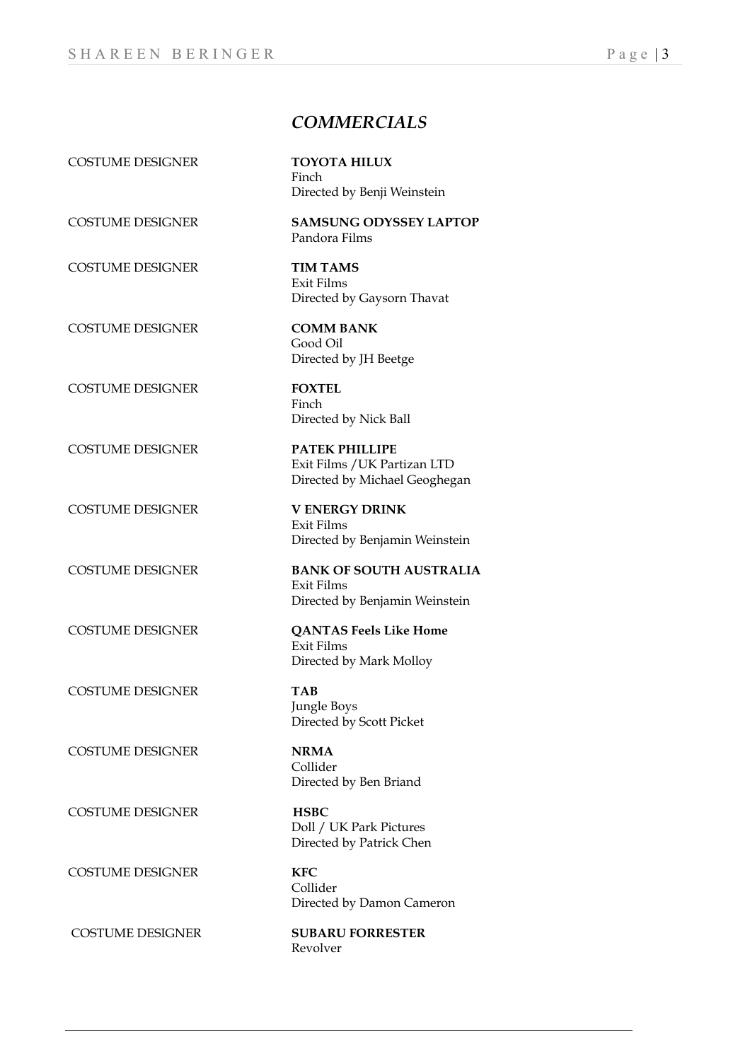## *COMMERCIALS*

COSTUME DESIGNER

**TOYOTA HILUX**
Finch
Directed by Benji Weinstein

COSTUME DESIGNER

**SAMSUNG ODYSSEY LAPTOP**
Pandora Films

COSTUME DESIGNER

**TIM TAMS**
Exit Films
Directed by Gaysorn Thavat

COSTUME DESIGNER

**COMM BANK**
Good Oil
Directed by JH Beetge

COSTUME DESIGNER

**FOXTEL**
Finch
Directed by Nick Ball

COSTUME DESIGNER

**PATEK PHILLIPE**
Exit Films /UK Partizan LTD
Directed by Michael Geoghegan

COSTUME DESIGNER

**V ENERGY DRINK**
Exit Films
Directed by Benjamin Weinstein

COSTUME DESIGNER

**BANK OF SOUTH AUSTRALIA**
Exit Films
Directed by Benjamin Weinstein

COSTUME DESIGNER

**QANTAS Feels Like Home**
Exit Films
Directed by Mark Molloy

COSTUME DESIGNER

**TAB**
Jungle Boys
Directed by Scott Picket

COSTUME DESIGNER

**NRMA**
Collider
Directed by Ben Briand

COSTUME DESIGNER

**HSBC**
Doll / UK Park Pictures
Directed by Patrick Chen

COSTUME DESIGNER

**KFC**
Collider
Directed by Damon Cameron

COSTUME DESIGNER

**SUBARU FORRESTER**
Revolver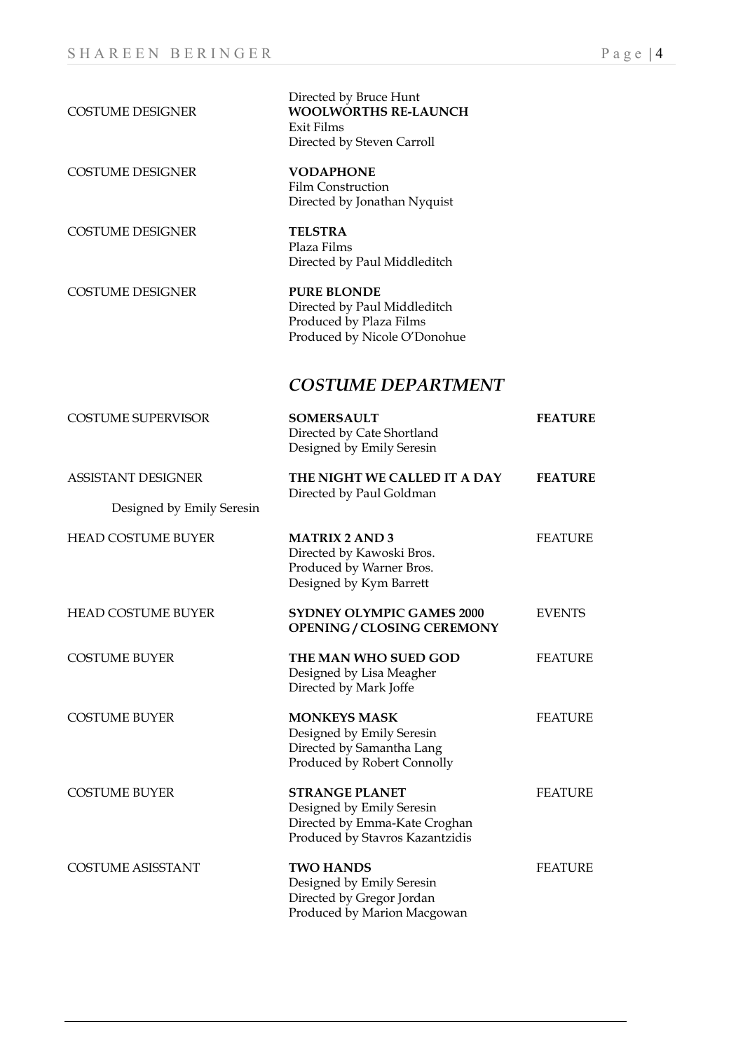Directed by Bruce Hunt

| | | |
|---|---|---|
| COSTUME DESIGNER | **WOOLWORTHS RE-LAUNCH**<br>Exit Films<br>Directed by Steven Carroll | |
| COSTUME DESIGNER | **VODAPHONE**<br>Film Construction<br>Directed by Jonathan Nyquist | |
| COSTUME DESIGNER | **TELSTRA**<br>Plaza Films<br>Directed by Paul Middleditch | |
| COSTUME DESIGNER | **PURE BLONDE**<br>Directed by Paul Middleditch<br>Produced by Plaza Films<br>Produced by Nicole O'Donohue | |

## *COSTUME DEPARTMENT*

| | | |
|---|---|---|
| COSTUME SUPERVISOR | **SOMERSAULT**<br>Directed by Cate Shortland<br>Designed by Emily Seresin | **FEATURE** |
| ASSISTANT DESIGNER<br>Designed by Emily Seresin | **THE NIGHT WE CALLED IT A DAY**<br>Directed by Paul Goldman | **FEATURE** |
| HEAD COSTUME BUYER | **MATRIX 2 AND 3**<br>Directed by Kawoski Bros.<br>Produced by Warner Bros.<br>Designed by Kym Barrett | FEATURE |
| HEAD COSTUME BUYER | **SYDNEY OLYMPIC GAMES 2000 OPENING / CLOSING CEREMONY** | EVENTS |
| COSTUME BUYER | **THE MAN WHO SUED GOD**<br>Designed by Lisa Meagher<br>Directed by Mark Joffe | FEATURE |
| COSTUME BUYER | **MONKEYS MASK**<br>Designed by Emily Seresin<br>Directed by Samantha Lang<br>Produced by Robert Connolly | FEATURE |
| COSTUME BUYER | **STRANGE PLANET**<br>Designed by Emily Seresin<br>Directed by Emma-Kate Croghan<br>Produced by Stavros Kazantzidis | FEATURE |
| COSTUME ASISSTANT | **TWO HANDS**<br>Designed by Emily Seresin<br>Directed by Gregor Jordan<br>Produced by Marion Macgowan | FEATURE |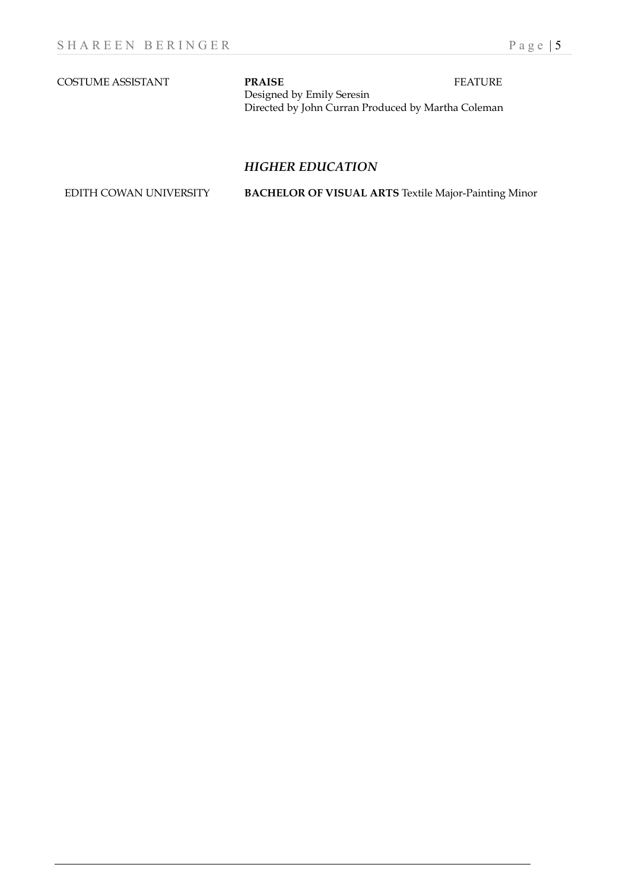| | | |
|---|---|---|
| COSTUME ASSISTANT | **PRAISE**<br>Designed by Emily Seresin<br>Directed by John Curran Produced by Martha Coleman | FEATURE |

### *HIGHER EDUCATION*

| | |
|---|---|
| EDITH COWAN UNIVERSITY | **BACHELOR OF VISUAL ARTS** Textile Major-Painting Minor |